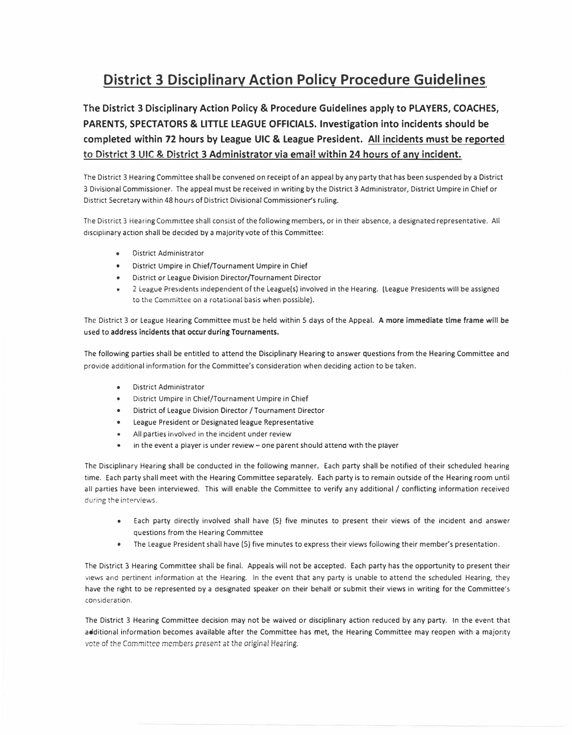# District 3 Disciplinary Action Policy Procedure Guidelines

**The District 3 Disciplinary Action Policy & Procedure Guidelines apply to PLAYERS, COACHES, PARENTS, SPECTATORS & LITTLE LEAGUE OFFICIALS. Investigation into incidents should be completed within 72 hours by League UIC & League President. <u>All incidents must be reported to District 3 UIC & District 3 Administrator via email within 24 hours of any incident.</u>**

The District 3 Hearing Committee shall be convened on receipt of an appeal by any party that has been suspended by a District 3 Divisional Commissioner. The appeal must be received in writing by the District 3 Administrator, District Umpire in Chief or District Secretary within 48 hours of District Divisional Commissioner's ruling.

The District 3 Hearing Committee shall consist of the following members, or in their absence, a designated representative. All disciplinary action shall be decided by a majority vote of this Committee:

- District Administrator
- District Umpire in Chief/Tournament Umpire in Chief
- District or League Division Director/Tournament Director
- 2 League Presidents independent of the League(s) involved in the Hearing. (League Presidents will be assigned to the Committee on a rotational basis when possible).

The District 3 or League Hearing Committee must be held within 5 days of the Appeal. **A more immediate time frame will be used to address incidents that occur during Tournaments.**

The following parties shall be entitled to attend the Disciplinary Hearing to answer questions from the Hearing Committee and provide additional information for the Committee's consideration when deciding action to be taken.

- District Administrator
- District Umpire in Chief/Tournament Umpire in Chief
- District of League Division Director / Tournament Director
- League President or Designated league Representative
- All parties involved in the incident under review
- In the event a player is under review – one parent should attend with the player

The Disciplinary Hearing shall be conducted in the following manner. Each party shall be notified of their scheduled hearing time. Each party shall meet with the Hearing Committee separately. Each party is to remain outside of the Hearing room until all parties have been interviewed. This will enable the Committee to verify any additional / conflicting information received during the interviews.

- Each party directly involved shall have (5) five minutes to present their views of the incident and answer questions from the Hearing Committee
- The League President shall have (5) five minutes to express their views following their member's presentation.

The District 3 Hearing Committee shall be final. Appeals will not be accepted. Each party has the opportunity to present their views and pertinent information at the Hearing. In the event that any party is unable to attend the scheduled Hearing, they have the right to be represented by a designated speaker on their behalf or submit their views in writing for the Committee's consideration.

The District 3 Hearing Committee decision may not be waived or disciplinary action reduced by any party. In the event that additional information becomes available after the Committee has met, the Hearing Committee may reopen with a majority vote of the Committee members present at the original Hearing.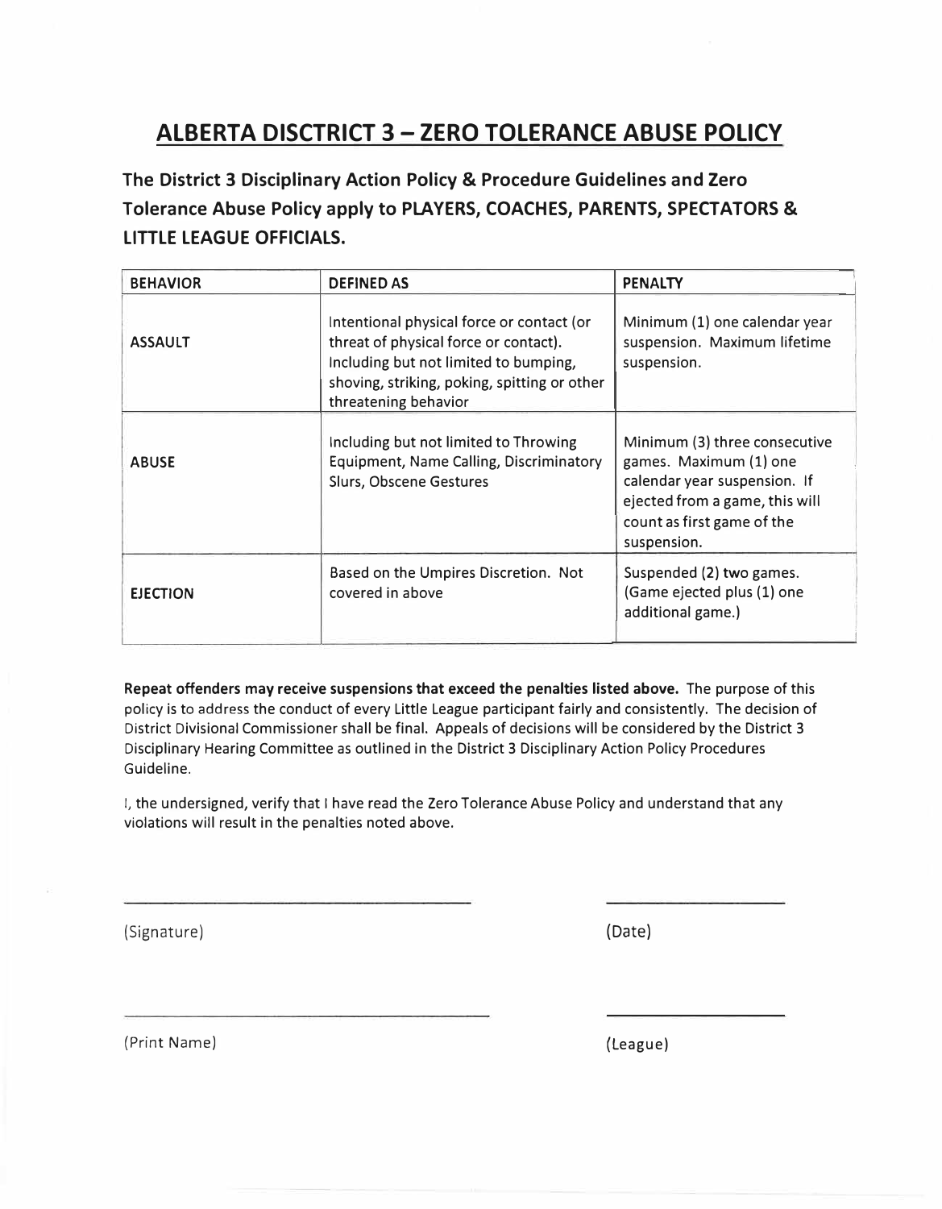# ALBERTA DISCTRICT 3 – ZERO TOLERANCE ABUSE POLICY

**The District 3 Disciplinary Action Policy & Procedure Guidelines and Zero Tolerance Abuse Policy apply to PLAYERS, COACHES, PARENTS, SPECTATORS & LITTLE LEAGUE OFFICIALS.**

| BEHAVIOR | DEFINED AS | PENALTY |
|---|---|---|
| ASSAULT | Intentional physical force or contact (or threat of physical force or contact). Including but not limited to bumping, shoving, striking, poking, spitting or other threatening behavior | Minimum (1) one calendar year suspension. Maximum lifetime suspension. |
| ABUSE | Including but not limited to Throwing Equipment, Name Calling, Discriminatory Slurs, Obscene Gestures | Minimum (3) three consecutive games. Maximum (1) one calendar year suspension. If ejected from a game, this will count as first game of the suspension. |
| EJECTION | Based on the Umpires Discretion. Not covered in above | Suspended (2) two games. (Game ejected plus (1) one additional game.) |

**Repeat offenders may receive suspensions that exceed the penalties listed above.** The purpose of this policy is to address the conduct of every Little League participant fairly and consistently. The decision of District Divisional Commissioner shall be final. Appeals of decisions will be considered by the District 3 Disciplinary Hearing Committee as outlined in the District 3 Disciplinary Action Policy Procedures Guideline.

I, the undersigned, verify that I have read the Zero Tolerance Abuse Policy and understand that any violations will result in the penalties noted above.

_______________________________ ____________________

(Signature) (Date)

_______________________________ ____________________

(Print Name) (League)